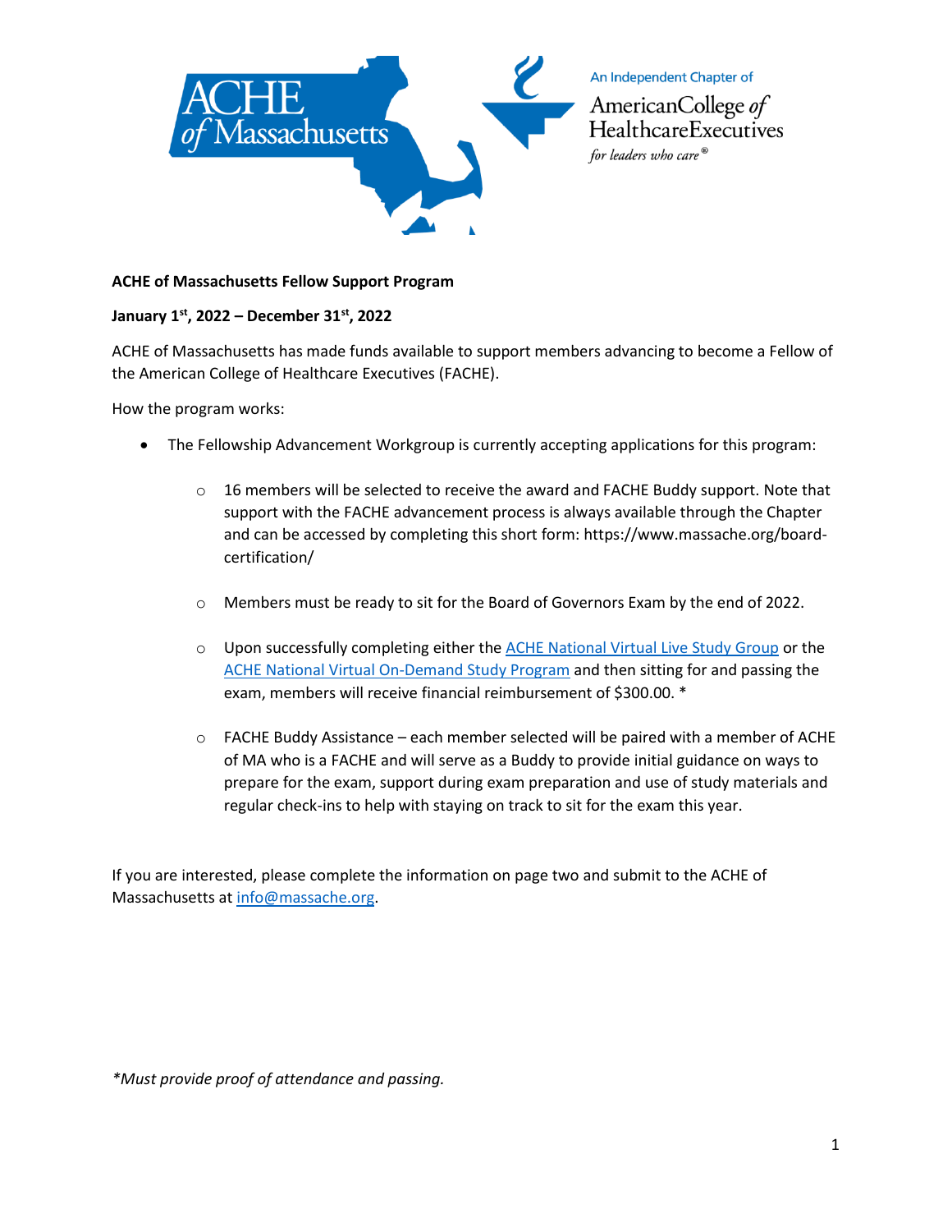An Independent Chapter of

American College of Healthcare Executives

*for leaders who care®*

**ACHE of Massachusetts Fellow Support Program**

**January 1st, 2022 – December 31st, 2022**

ACHE of Massachusetts has made funds available to support members advancing to become a Fellow of the American College of Healthcare Executives (FACHE).

How the program works:

- The Fellowship Advancement Workgroup is currently accepting applications for this program:
  - 16 members will be selected to receive the award and FACHE Buddy support. Note that support with the FACHE advancement process is always available through the Chapter and can be accessed by completing this short form: https://www.massache.org/board-certification/
  - Members must be ready to sit for the Board of Governors Exam by the end of 2022.
  - Upon successfully completing either the ACHE National Virtual Live Study Group or the ACHE National Virtual On-Demand Study Program and then sitting for and passing the exam, members will receive financial reimbursement of $300.00. *
  - FACHE Buddy Assistance – each member selected will be paired with a member of ACHE of MA who is a FACHE and will serve as a Buddy to provide initial guidance on ways to prepare for the exam, support during exam preparation and use of study materials and regular check-ins to help with staying on track to sit for the exam this year.

If you are interested, please complete the information on page two and submit to the ACHE of Massachusetts at info@massache.org.

*\*Must provide proof of attendance and passing.*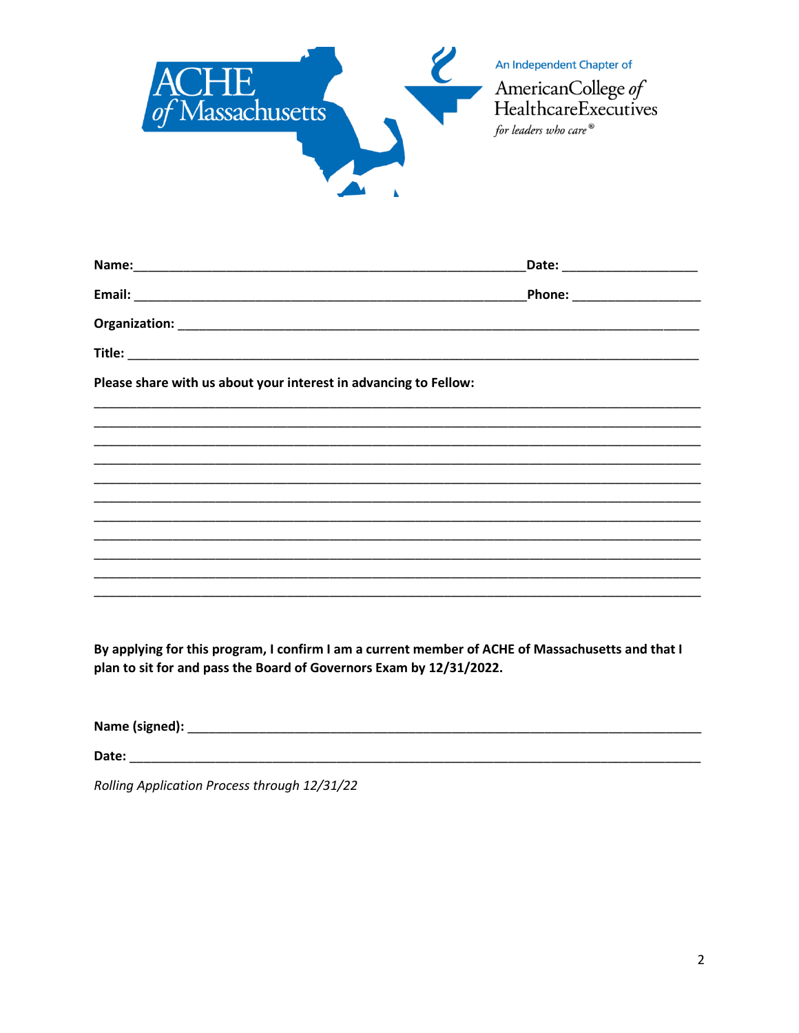ACHE of Massachusetts

An Independent Chapter of
American College of Healthcare Executives
*for leaders who care®*

**Name:**_______________________________________________________**Date:** ___________________

**Email:** _______________________________________________________**Phone:** __________________

**Organization:** ___________________________________________________________________________

**Title:** _________________________________________________________________________________

**Please share with us about your interest in advancing to Fellow:**

_____________________________________________________________________________________
_____________________________________________________________________________________
_____________________________________________________________________________________
_____________________________________________________________________________________
_____________________________________________________________________________________
_____________________________________________________________________________________
_____________________________________________________________________________________
_____________________________________________________________________________________
_____________________________________________________________________________________
_____________________________________________________________________________________
_____________________________________________________________________________________

**By applying for this program, I confirm I am a current member of ACHE of Massachusetts and that I plan to sit for and pass the Board of Governors Exam by 12/31/2022.**

**Name (signed):** __________________________________________________________________________

**Date:** _________________________________________________________________________________

*Rolling Application Process through 12/31/22*